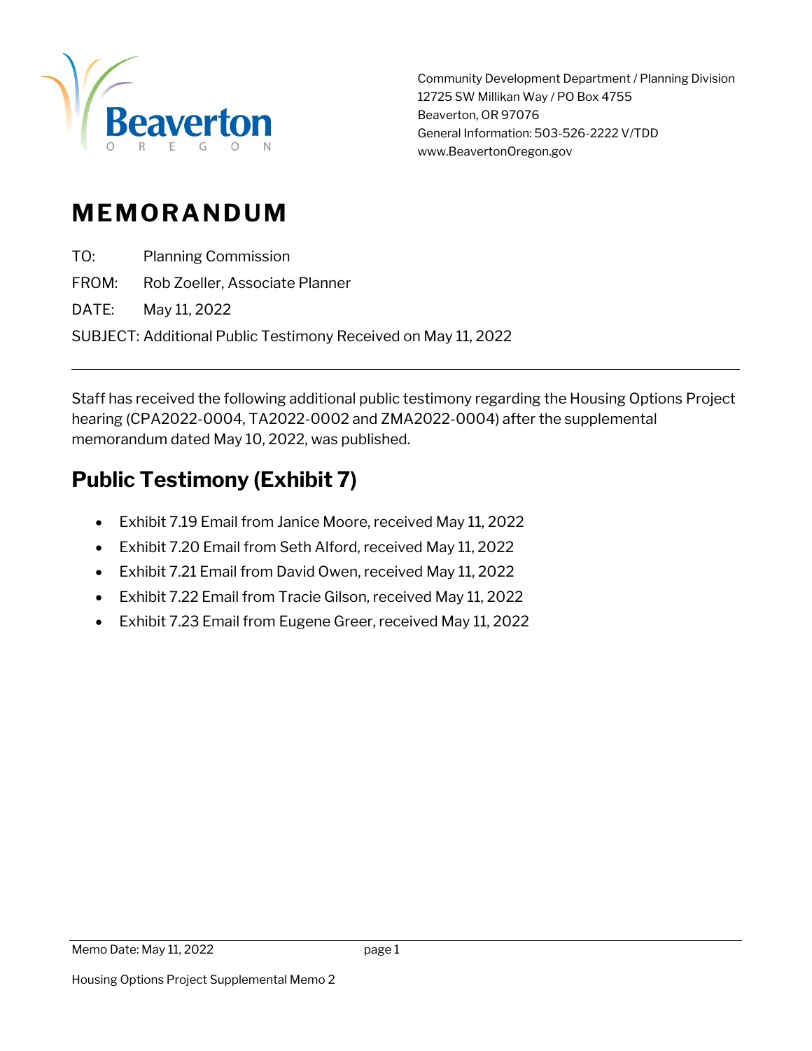Community Development Department / Planning Division
12725 SW Millikan Way / PO Box 4755
Beaverton, OR 97076
General Information: 503-526-2222 V/TDD
www.BeavertonOregon.gov

# MEMORANDUM

TO: Planning Commission

FROM: Rob Zoeller, Associate Planner

DATE: May 11, 2022

SUBJECT: Additional Public Testimony Received on May 11, 2022

---

Staff has received the following additional public testimony regarding the Housing Options Project hearing (CPA2022-0004, TA2022-0002 and ZMA2022-0004) after the supplemental memorandum dated May 10, 2022, was published.

## Public Testimony (Exhibit 7)

- Exhibit 7.19 Email from Janice Moore, received May 11, 2022
- Exhibit 7.20 Email from Seth Alford, received May 11, 2022
- Exhibit 7.21 Email from David Owen, received May 11, 2022
- Exhibit 7.22 Email from Tracie Gilson, received May 11, 2022
- Exhibit 7.23 Email from Eugene Greer, received May 11, 2022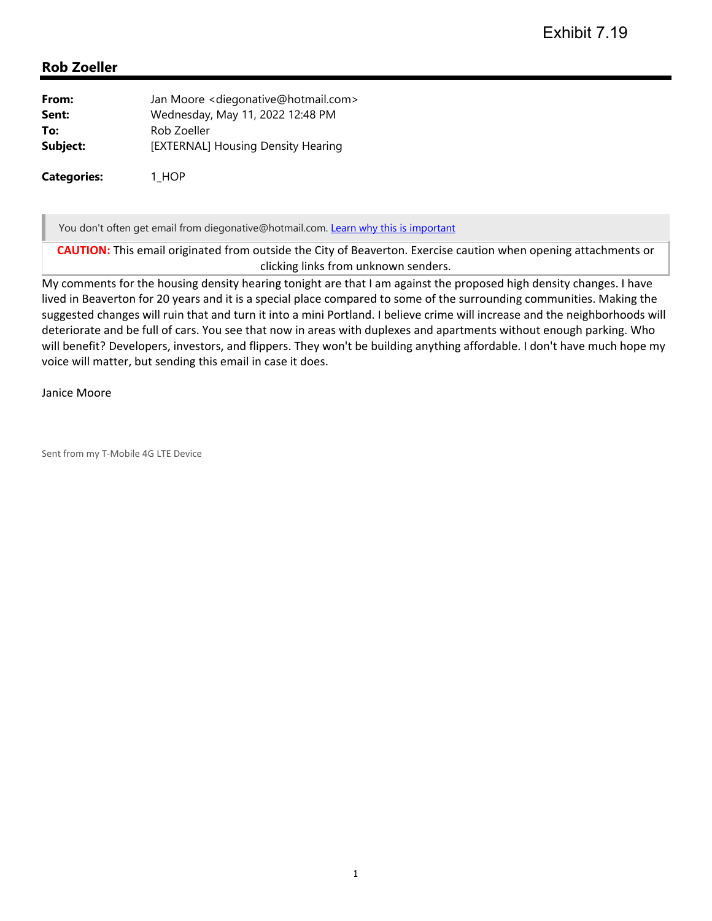Exhibit 7.19

## Rob Zoeller

| | |
|---|---|
| **From:** | Jan Moore <diegonative@hotmail.com> |
| **Sent:** | Wednesday, May 11, 2022 12:48 PM |
| **To:** | Rob Zoeller |
| **Subject:** | [EXTERNAL] Housing Density Hearing |

**Categories:** 1_HOP

You don't often get email from diegonative@hotmail.com. Learn why this is important

**CAUTION:** This email originated from outside the City of Beaverton. Exercise caution when opening attachments or clicking links from unknown senders.

My comments for the housing density hearing tonight are that I am against the proposed high density changes. I have lived in Beaverton for 20 years and it is a special place compared to some of the surrounding communities. Making the suggested changes will ruin that and turn it into a mini Portland. I believe crime will increase and the neighborhoods will deteriorate and be full of cars. You see that now in areas with duplexes and apartments without enough parking. Who will benefit? Developers, investors, and flippers. They won't be building anything affordable. I don't have much hope my voice will matter, but sending this email in case it does.

Janice Moore

Sent from my T-Mobile 4G LTE Device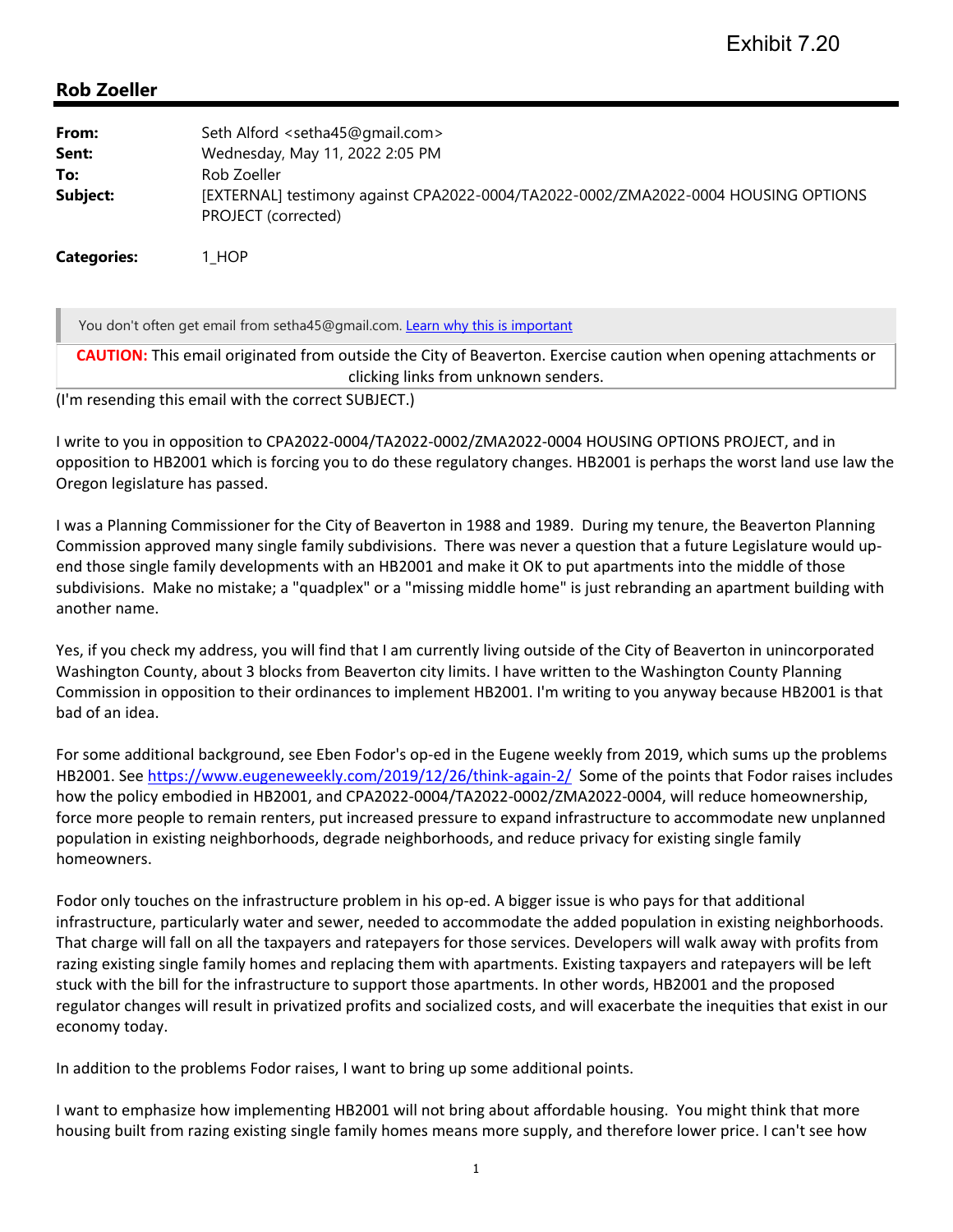Exhibit 7.20

## Rob Zoeller

**From:** Seth Alford <setha45@gmail.com>
**Sent:** Wednesday, May 11, 2022 2:05 PM
**To:** Rob Zoeller
**Subject:** [EXTERNAL] testimony against CPA2022-0004/TA2022-0002/ZMA2022-0004 HOUSING OPTIONS PROJECT (corrected)

**Categories:** 1_HOP

You don't often get email from setha45@gmail.com. Learn why this is important

**CAUTION:** This email originated from outside the City of Beaverton. Exercise caution when opening attachments or clicking links from unknown senders.

(I'm resending this email with the correct SUBJECT.)

I write to you in opposition to CPA2022-0004/TA2022-0002/ZMA2022-0004 HOUSING OPTIONS PROJECT, and in opposition to HB2001 which is forcing you to do these regulatory changes. HB2001 is perhaps the worst land use law the Oregon legislature has passed.

I was a Planning Commissioner for the City of Beaverton in 1988 and 1989. During my tenure, the Beaverton Planning Commission approved many single family subdivisions. There was never a question that a future Legislature would up-end those single family developments with an HB2001 and make it OK to put apartments into the middle of those subdivisions. Make no mistake; a "quadplex" or a "missing middle home" is just rebranding an apartment building with another name.

Yes, if you check my address, you will find that I am currently living outside of the City of Beaverton in unincorporated Washington County, about 3 blocks from Beaverton city limits. I have written to the Washington County Planning Commission in opposition to their ordinances to implement HB2001. I'm writing to you anyway because HB2001 is that bad of an idea.

For some additional background, see Eben Fodor's op-ed in the Eugene weekly from 2019, which sums up the problems HB2001. See https://www.eugeneweekly.com/2019/12/26/think-again-2/ Some of the points that Fodor raises includes how the policy embodied in HB2001, and CPA2022-0004/TA2022-0002/ZMA2022-0004, will reduce homeownership, force more people to remain renters, put increased pressure to expand infrastructure to accommodate new unplanned population in existing neighborhoods, degrade neighborhoods, and reduce privacy for existing single family homeowners.

Fodor only touches on the infrastructure problem in his op-ed. A bigger issue is who pays for that additional infrastructure, particularly water and sewer, needed to accommodate the added population in existing neighborhoods. That charge will fall on all the taxpayers and ratepayers for those services. Developers will walk away with profits from razing existing single family homes and replacing them with apartments. Existing taxpayers and ratepayers will be left stuck with the bill for the infrastructure to support those apartments. In other words, HB2001 and the proposed regulator changes will result in privatized profits and socialized costs, and will exacerbate the inequities that exist in our economy today.

In addition to the problems Fodor raises, I want to bring up some additional points.

I want to emphasize how implementing HB2001 will not bring about affordable housing. You might think that more housing built from razing existing single family homes means more supply, and therefore lower price. I can't see how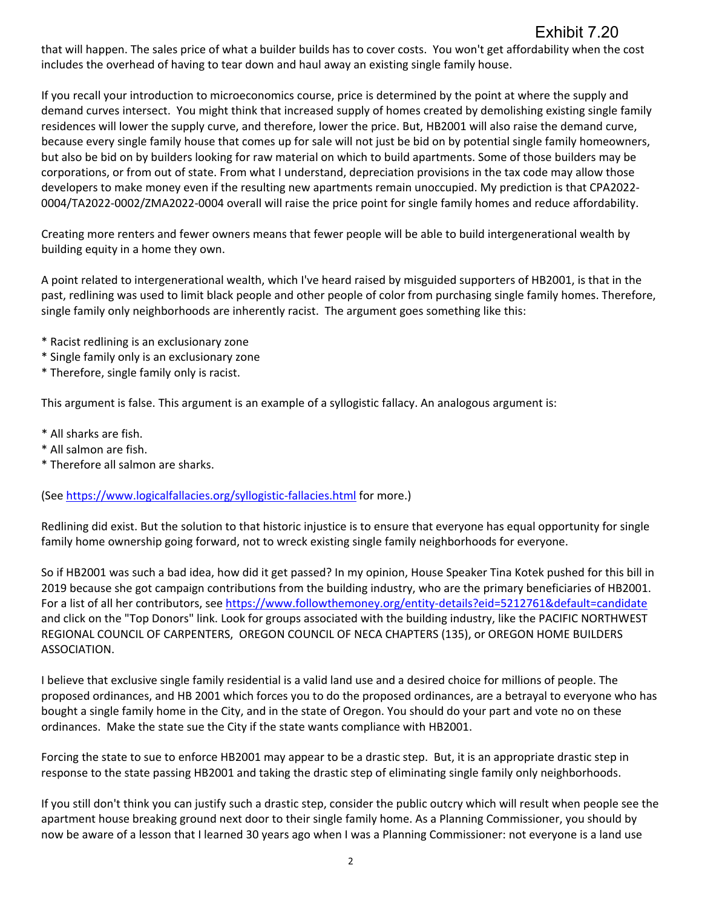that will happen. The sales price of what a builder builds has to cover costs. You won't get affordability when the cost includes the overhead of having to tear down and haul away an existing single family house.

If you recall your introduction to microeconomics course, price is determined by the point at where the supply and demand curves intersect. You might think that increased supply of homes created by demolishing existing single family residences will lower the supply curve, and therefore, lower the price. But, HB2001 will also raise the demand curve, because every single family house that comes up for sale will not just be bid on by potential single family homeowners, but also be bid on by builders looking for raw material on which to build apartments. Some of those builders may be corporations, or from out of state. From what I understand, depreciation provisions in the tax code may allow those developers to make money even if the resulting new apartments remain unoccupied. My prediction is that CPA2022-0004/TA2022-0002/ZMA2022-0004 overall will raise the price point for single family homes and reduce affordability.

Creating more renters and fewer owners means that fewer people will be able to build intergenerational wealth by building equity in a home they own.

A point related to intergenerational wealth, which I've heard raised by misguided supporters of HB2001, is that in the past, redlining was used to limit black people and other people of color from purchasing single family homes. Therefore, single family only neighborhoods are inherently racist. The argument goes something like this:

* Racist redlining is an exclusionary zone
* Single family only is an exclusionary zone
* Therefore, single family only is racist.

This argument is false. This argument is an example of a syllogistic fallacy. An analogous argument is:

* All sharks are fish.
* All salmon are fish.
* Therefore all salmon are sharks.

(See https://www.logicalfallacies.org/syllogistic-fallacies.html for more.)

Redlining did exist. But the solution to that historic injustice is to ensure that everyone has equal opportunity for single family home ownership going forward, not to wreck existing single family neighborhoods for everyone.

So if HB2001 was such a bad idea, how did it get passed? In my opinion, House Speaker Tina Kotek pushed for this bill in 2019 because she got campaign contributions from the building industry, who are the primary beneficiaries of HB2001. For a list of all her contributors, see https://www.followthemoney.org/entity-details?eid=5212761&default=candidate and click on the "Top Donors" link. Look for groups associated with the building industry, like the PACIFIC NORTHWEST REGIONAL COUNCIL OF CARPENTERS, OREGON COUNCIL OF NECA CHAPTERS (135), or OREGON HOME BUILDERS ASSOCIATION.

I believe that exclusive single family residential is a valid land use and a desired choice for millions of people. The proposed ordinances, and HB 2001 which forces you to do the proposed ordinances, are a betrayal to everyone who has bought a single family home in the City, and in the state of Oregon. You should do your part and vote no on these ordinances. Make the state sue the City if the state wants compliance with HB2001.

Forcing the state to sue to enforce HB2001 may appear to be a drastic step. But, it is an appropriate drastic step in response to the state passing HB2001 and taking the drastic step of eliminating single family only neighborhoods.

If you still don't think you can justify such a drastic step, consider the public outcry which will result when people see the apartment house breaking ground next door to their single family home. As a Planning Commissioner, you should by now be aware of a lesson that I learned 30 years ago when I was a Planning Commissioner: not everyone is a land use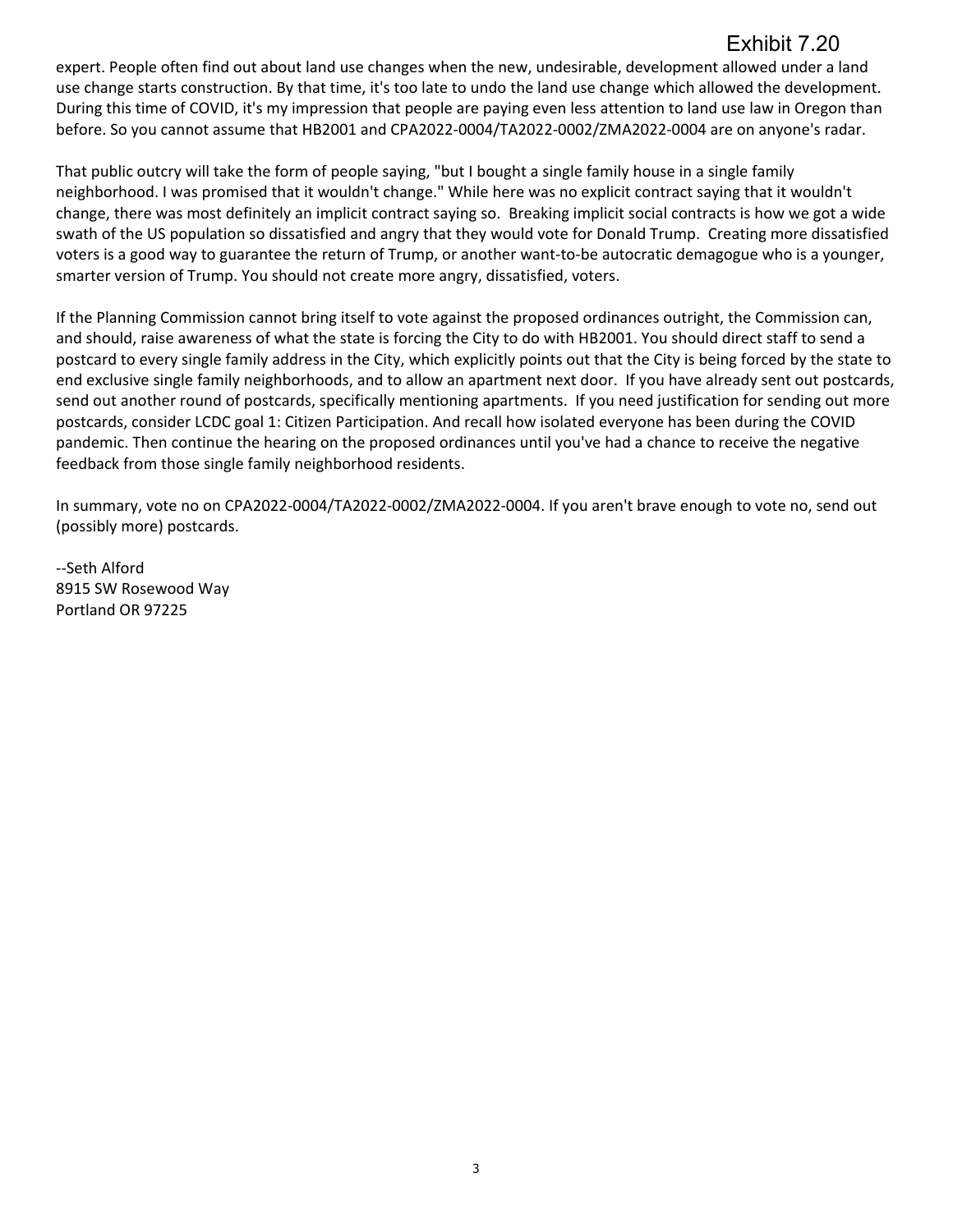Exhibit 7.20

expert. People often find out about land use changes when the new, undesirable, development allowed under a land use change starts construction. By that time, it's too late to undo the land use change which allowed the development. During this time of COVID, it's my impression that people are paying even less attention to land use law in Oregon than before. So you cannot assume that HB2001 and CPA2022-0004/TA2022-0002/ZMA2022-0004 are on anyone's radar.

That public outcry will take the form of people saying, "but I bought a single family house in a single family neighborhood. I was promised that it wouldn't change." While here was no explicit contract saying that it wouldn't change, there was most definitely an implicit contract saying so. Breaking implicit social contracts is how we got a wide swath of the US population so dissatisfied and angry that they would vote for Donald Trump. Creating more dissatisfied voters is a good way to guarantee the return of Trump, or another want-to-be autocratic demagogue who is a younger, smarter version of Trump. You should not create more angry, dissatisfied, voters.

If the Planning Commission cannot bring itself to vote against the proposed ordinances outright, the Commission can, and should, raise awareness of what the state is forcing the City to do with HB2001. You should direct staff to send a postcard to every single family address in the City, which explicitly points out that the City is being forced by the state to end exclusive single family neighborhoods, and to allow an apartment next door. If you have already sent out postcards, send out another round of postcards, specifically mentioning apartments. If you need justification for sending out more postcards, consider LCDC goal 1: Citizen Participation. And recall how isolated everyone has been during the COVID pandemic. Then continue the hearing on the proposed ordinances until you've had a chance to receive the negative feedback from those single family neighborhood residents.

In summary, vote no on CPA2022-0004/TA2022-0002/ZMA2022-0004. If you aren't brave enough to vote no, send out (possibly more) postcards.

--Seth Alford
8915 SW Rosewood Way
Portland OR 97225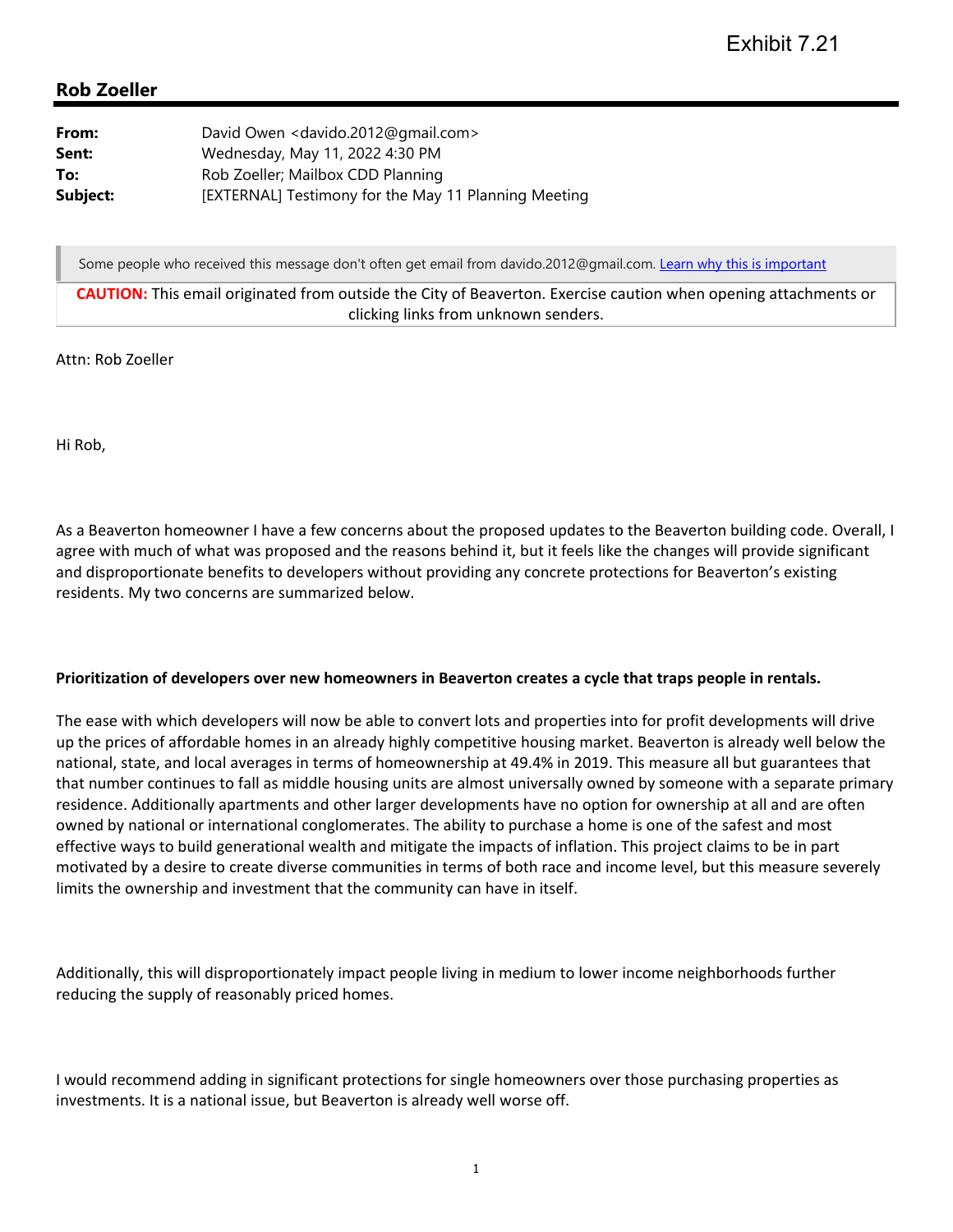Exhibit 7.21

## Rob Zoeller

| | |
|---|---|
| **From:** | David Owen <davido.2012@gmail.com> |
| **Sent:** | Wednesday, May 11, 2022 4:30 PM |
| **To:** | Rob Zoeller; Mailbox CDD Planning |
| **Subject:** | [EXTERNAL] Testimony for the May 11 Planning Meeting |

Some people who received this message don't often get email from davido.2012@gmail.com. Learn why this is important

**CAUTION:** This email originated from outside the City of Beaverton. Exercise caution when opening attachments or clicking links from unknown senders.

Attn: Rob Zoeller

Hi Rob,

As a Beaverton homeowner I have a few concerns about the proposed updates to the Beaverton building code. Overall, I agree with much of what was proposed and the reasons behind it, but it feels like the changes will provide significant and disproportionate benefits to developers without providing any concrete protections for Beaverton's existing residents. My two concerns are summarized below.

**Prioritization of developers over new homeowners in Beaverton creates a cycle that traps people in rentals.**

The ease with which developers will now be able to convert lots and properties into for profit developments will drive up the prices of affordable homes in an already highly competitive housing market. Beaverton is already well below the national, state, and local averages in terms of homeownership at 49.4% in 2019. This measure all but guarantees that that number continues to fall as middle housing units are almost universally owned by someone with a separate primary residence. Additionally apartments and other larger developments have no option for ownership at all and are often owned by national or international conglomerates. The ability to purchase a home is one of the safest and most effective ways to build generational wealth and mitigate the impacts of inflation. This project claims to be in part motivated by a desire to create diverse communities in terms of both race and income level, but this measure severely limits the ownership and investment that the community can have in itself.

Additionally, this will disproportionately impact people living in medium to lower income neighborhoods further reducing the supply of reasonably priced homes.

I would recommend adding in significant protections for single homeowners over those purchasing properties as investments. It is a national issue, but Beaverton is already well worse off.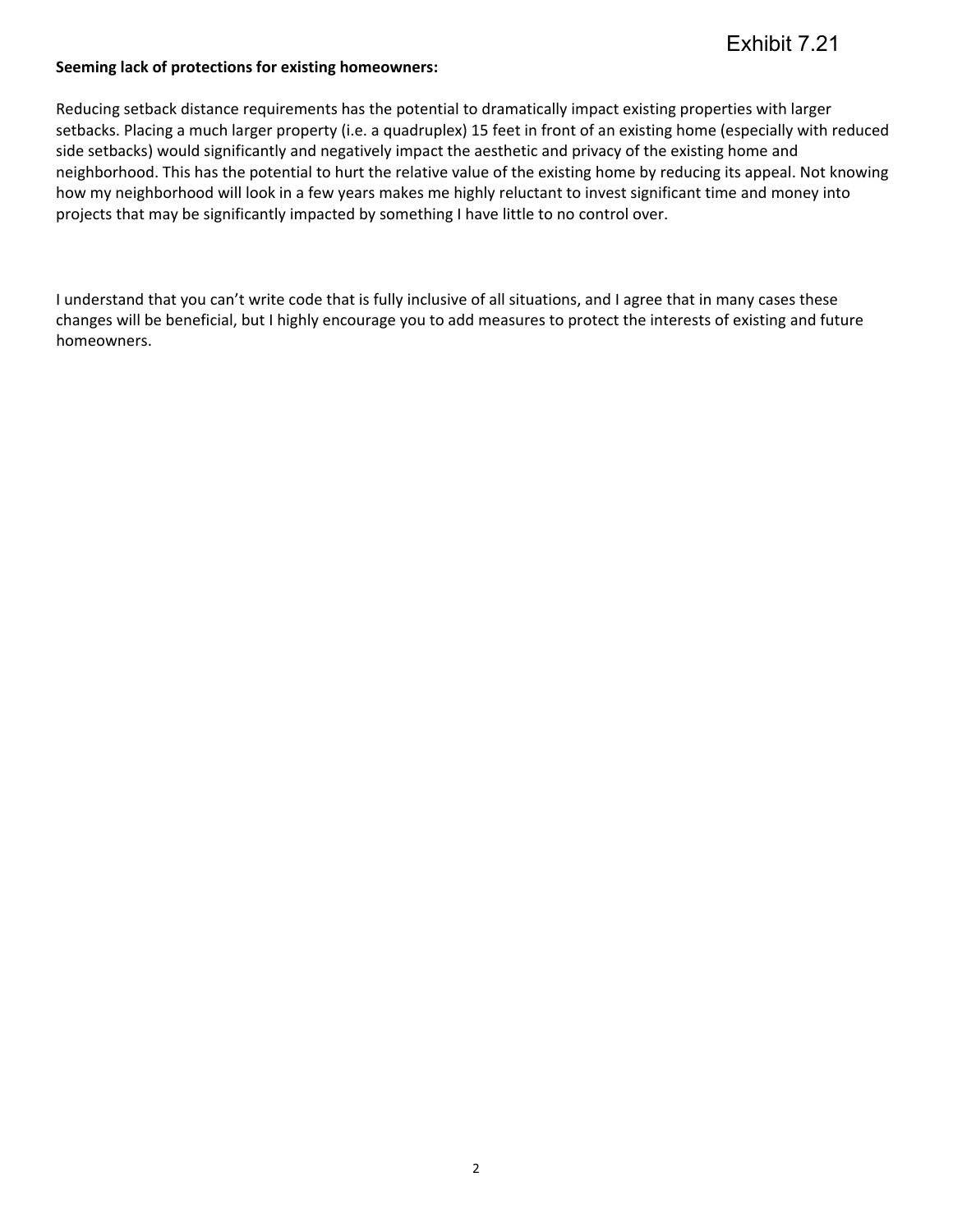Exhibit 7.21

**Seeming lack of protections for existing homeowners:**

Reducing setback distance requirements has the potential to dramatically impact existing properties with larger setbacks. Placing a much larger property (i.e. a quadruplex) 15 feet in front of an existing home (especially with reduced side setbacks) would significantly and negatively impact the aesthetic and privacy of the existing home and neighborhood. This has the potential to hurt the relative value of the existing home by reducing its appeal. Not knowing how my neighborhood will look in a few years makes me highly reluctant to invest significant time and money into projects that may be significantly impacted by something I have little to no control over.

I understand that you can't write code that is fully inclusive of all situations, and I agree that in many cases these changes will be beneficial, but I highly encourage you to add measures to protect the interests of existing and future homeowners.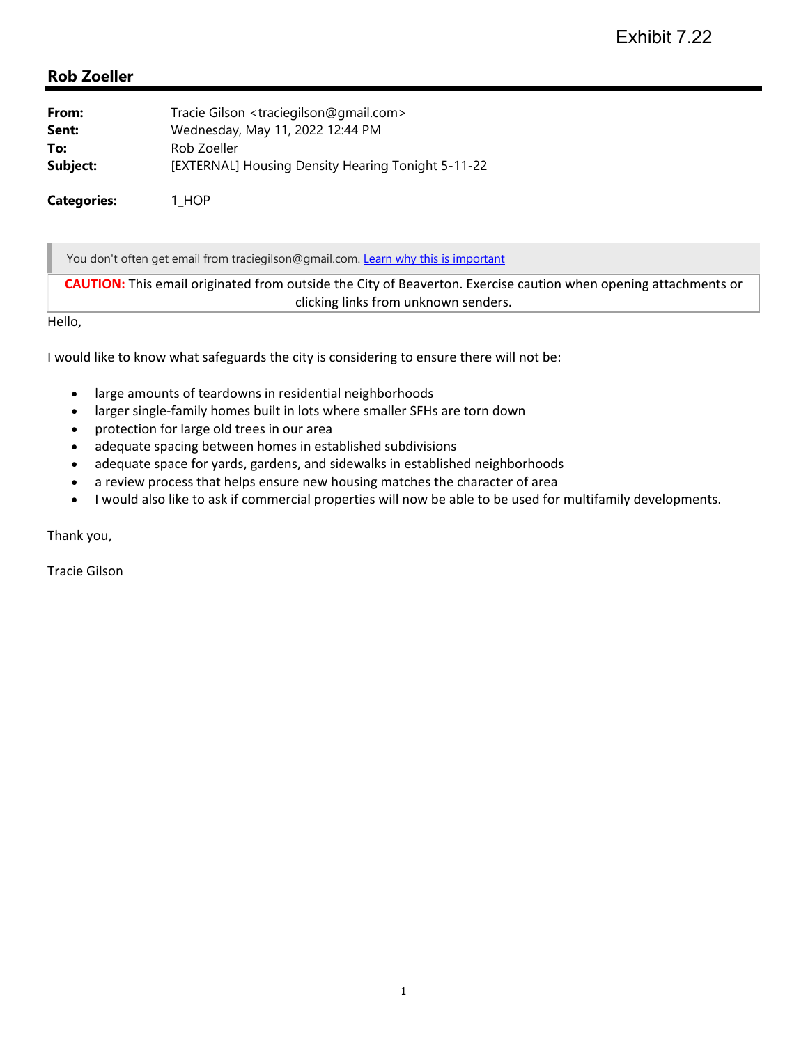Exhibit 7.22

## Rob Zoeller

**From:** Tracie Gilson <traciegilson@gmail.com>
**Sent:** Wednesday, May 11, 2022 12:44 PM
**To:** Rob Zoeller
**Subject:** [EXTERNAL] Housing Density Hearing Tonight 5-11-22

**Categories:** 1_HOP

You don't often get email from traciegilson@gmail.com. Learn why this is important

**CAUTION:** This email originated from outside the City of Beaverton. Exercise caution when opening attachments or clicking links from unknown senders.

Hello,

I would like to know what safeguards the city is considering to ensure there will not be:

- large amounts of teardowns in residential neighborhoods
- larger single-family homes built in lots where smaller SFHs are torn down
- protection for large old trees in our area
- adequate spacing between homes in established subdivisions
- adequate space for yards, gardens, and sidewalks in established neighborhoods
- a review process that helps ensure new housing matches the character of area
- I would also like to ask if commercial properties will now be able to be used for multifamily developments.

Thank you,

Tracie Gilson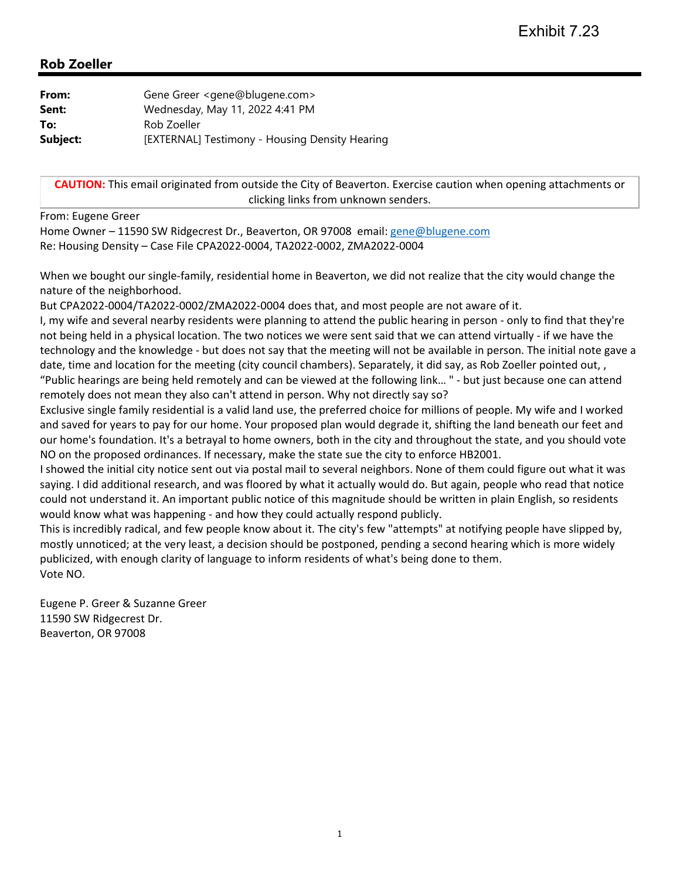Exhibit 7.23

## Rob Zoeller

**From:** Gene Greer <gene@blugene.com>
**Sent:** Wednesday, May 11, 2022 4:41 PM
**To:** Rob Zoeller
**Subject:** [EXTERNAL] Testimony - Housing Density Hearing

**CAUTION:** This email originated from outside the City of Beaverton. Exercise caution when opening attachments or clicking links from unknown senders.

From: Eugene Greer
Home Owner – 11590 SW Ridgecrest Dr., Beaverton, OR 97008 email: gene@blugene.com
Re: Housing Density – Case File CPA2022-0004, TA2022-0002, ZMA2022-0004

When we bought our single-family, residential home in Beaverton, we did not realize that the city would change the nature of the neighborhood.
But CPA2022-0004/TA2022-0002/ZMA2022-0004 does that, and most people are not aware of it.
I, my wife and several nearby residents were planning to attend the public hearing in person - only to find that they're not being held in a physical location. The two notices we were sent said that we can attend virtually - if we have the technology and the knowledge - but does not say that the meeting will not be available in person. The initial note gave a date, time and location for the meeting (city council chambers). Separately, it did say, as Rob Zoeller pointed out, , "Public hearings are being held remotely and can be viewed at the following link… " - but just because one can attend remotely does not mean they also can't attend in person. Why not directly say so?
Exclusive single family residential is a valid land use, the preferred choice for millions of people. My wife and I worked and saved for years to pay for our home. Your proposed plan would degrade it, shifting the land beneath our feet and our home's foundation. It's a betrayal to home owners, both in the city and throughout the state, and you should vote NO on the proposed ordinances. If necessary, make the state sue the city to enforce HB2001.
I showed the initial city notice sent out via postal mail to several neighbors. None of them could figure out what it was saying. I did additional research, and was floored by what it actually would do. But again, people who read that notice could not understand it. An important public notice of this magnitude should be written in plain English, so residents would know what was happening - and how they could actually respond publicly.
This is incredibly radical, and few people know about it. The city's few "attempts" at notifying people have slipped by, mostly unnoticed; at the very least, a decision should be postponed, pending a second hearing which is more widely publicized, with enough clarity of language to inform residents of what's being done to them.
Vote NO.

Eugene P. Greer & Suzanne Greer
11590 SW Ridgecrest Dr.
Beaverton, OR 97008